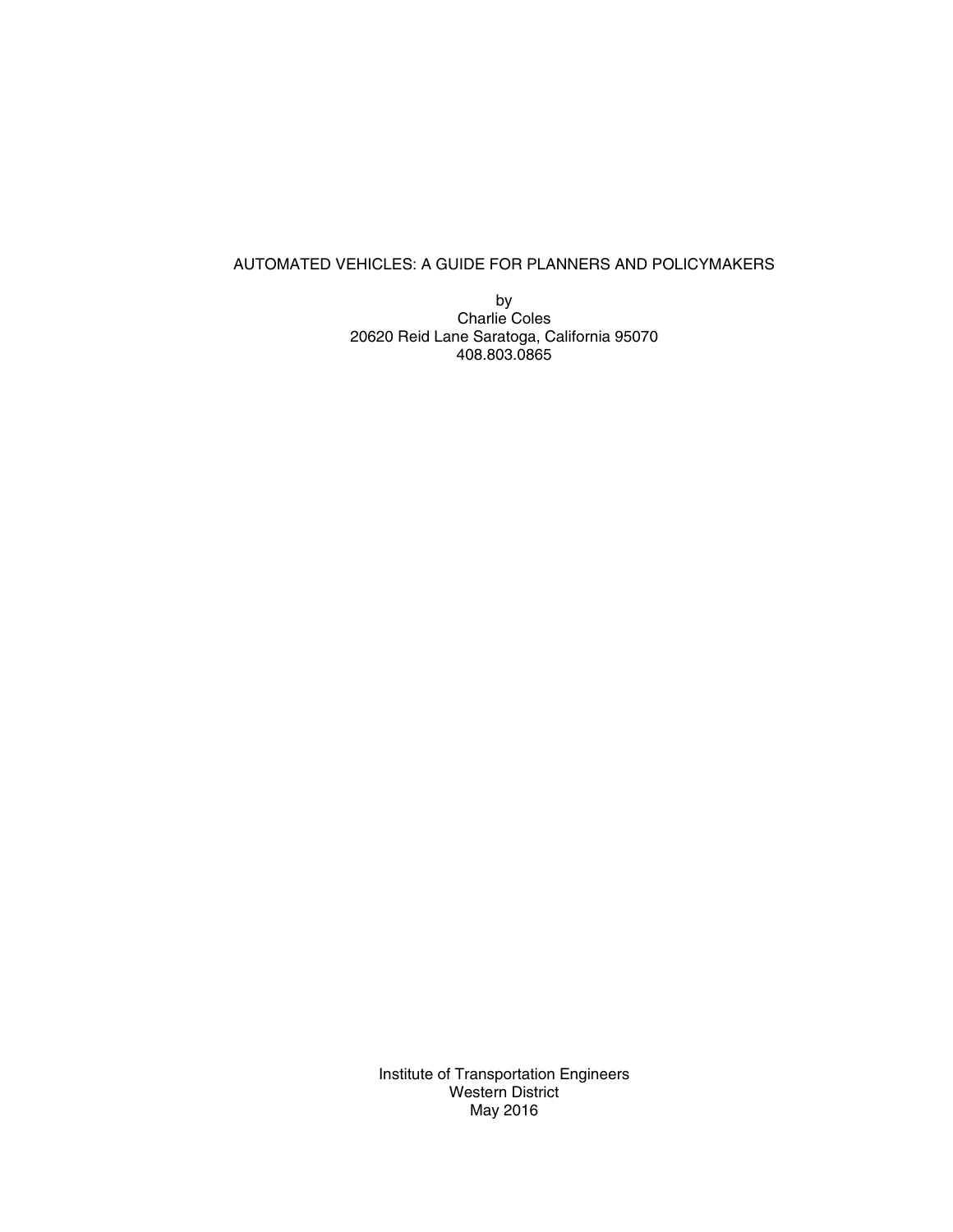# AUTOMATED VEHICLES: A GUIDE FOR PLANNERS AND POLICYMAKERS

by
Charlie Coles
20620 Reid Lane Saratoga, California 95070
408.803.0865

Institute of Transportation Engineers
Western District
May 2016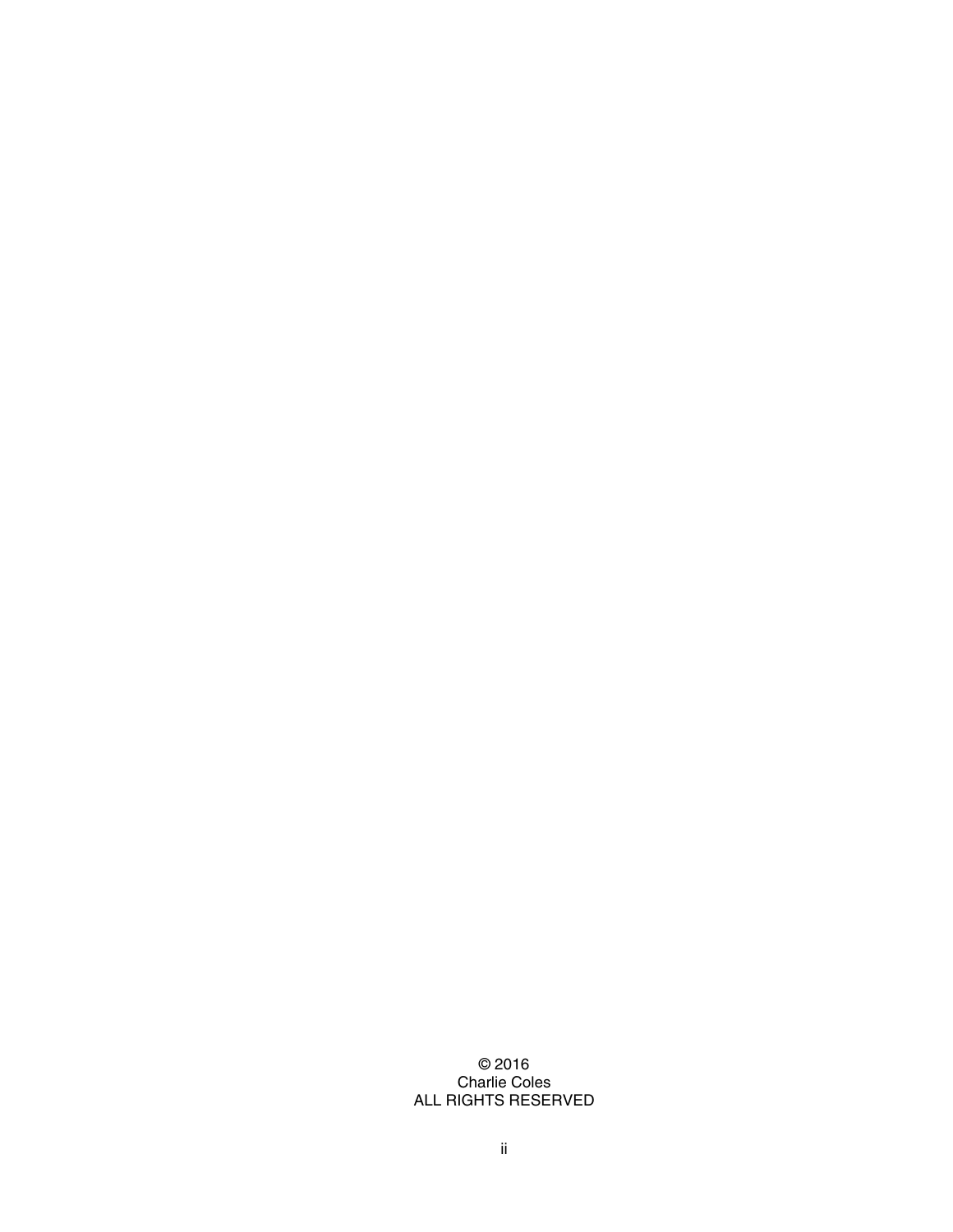© 2016
Charlie Coles
ALL RIGHTS RESERVED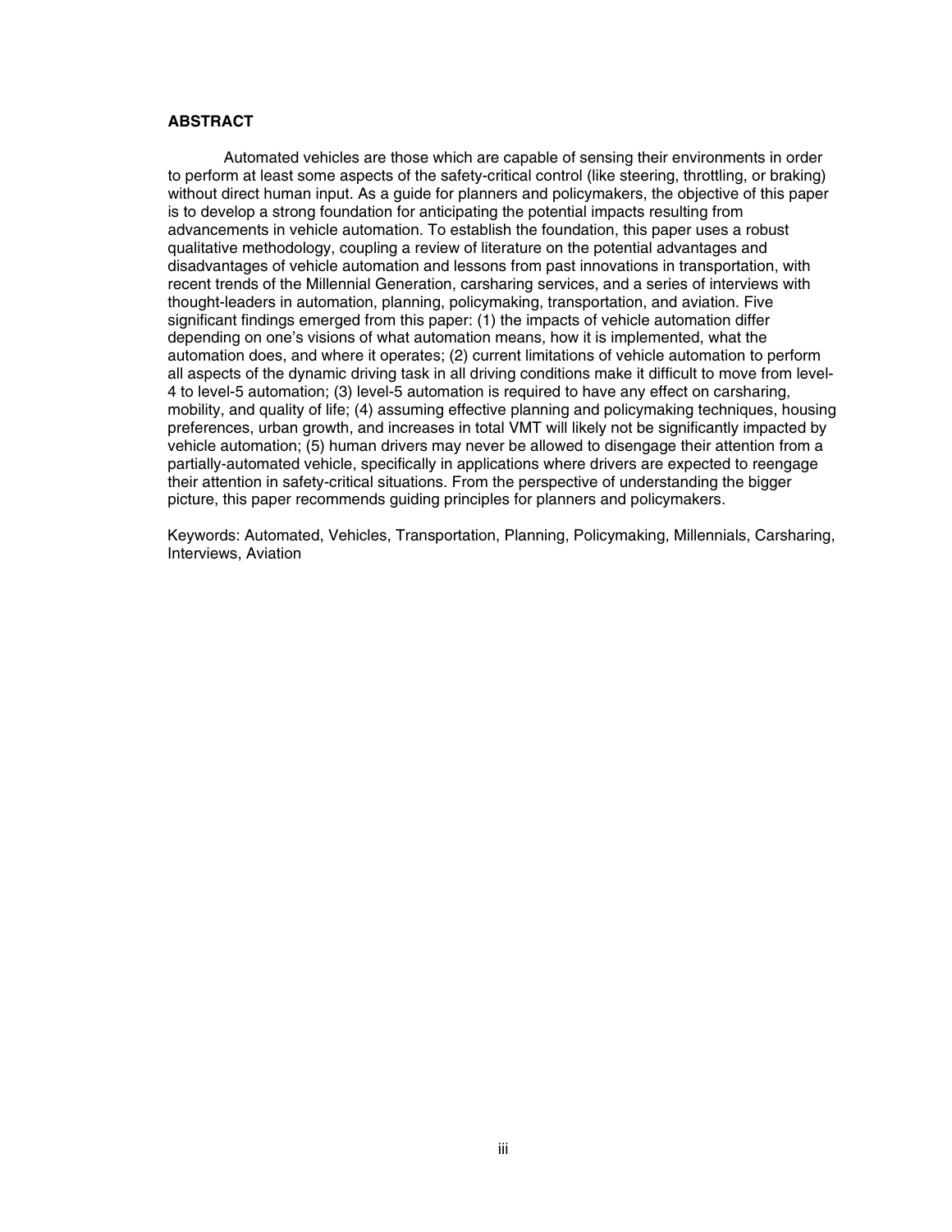## ABSTRACT

Automated vehicles are those which are capable of sensing their environments in order to perform at least some aspects of the safety-critical control (like steering, throttling, or braking) without direct human input. As a guide for planners and policymakers, the objective of this paper is to develop a strong foundation for anticipating the potential impacts resulting from advancements in vehicle automation. To establish the foundation, this paper uses a robust qualitative methodology, coupling a review of literature on the potential advantages and disadvantages of vehicle automation and lessons from past innovations in transportation, with recent trends of the Millennial Generation, carsharing services, and a series of interviews with thought-leaders in automation, planning, policymaking, transportation, and aviation. Five significant findings emerged from this paper: (1) the impacts of vehicle automation differ depending on one's visions of what automation means, how it is implemented, what the automation does, and where it operates; (2) current limitations of vehicle automation to perform all aspects of the dynamic driving task in all driving conditions make it difficult to move from level-4 to level-5 automation; (3) level-5 automation is required to have any effect on carsharing, mobility, and quality of life; (4) assuming effective planning and policymaking techniques, housing preferences, urban growth, and increases in total VMT will likely not be significantly impacted by vehicle automation; (5) human drivers may never be allowed to disengage their attention from a partially-automated vehicle, specifically in applications where drivers are expected to reengage their attention in safety-critical situations. From the perspective of understanding the bigger picture, this paper recommends guiding principles for planners and policymakers.

Keywords: Automated, Vehicles, Transportation, Planning, Policymaking, Millennials, Carsharing, Interviews, Aviation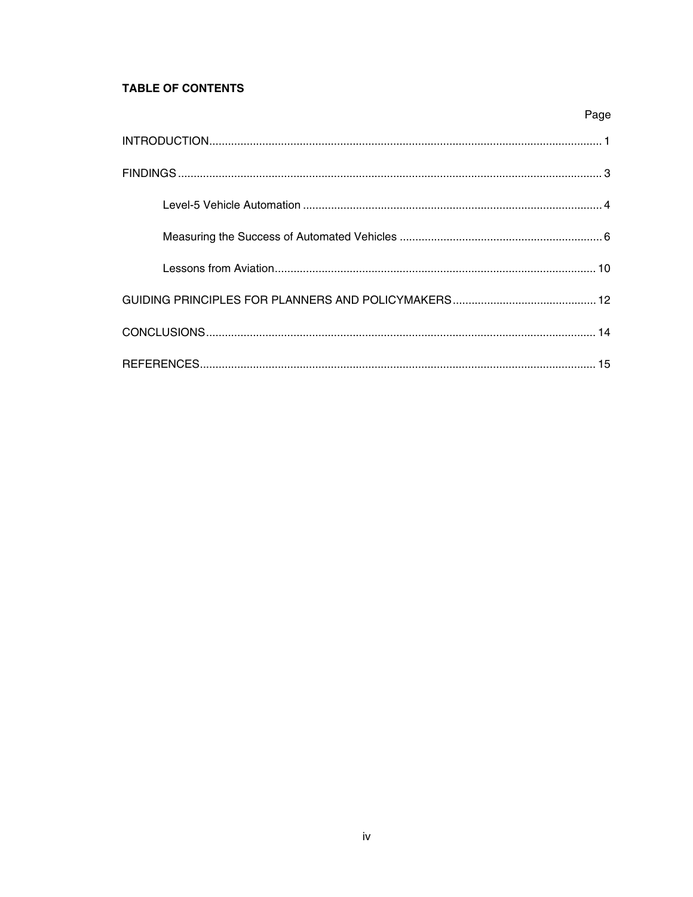## TABLE OF CONTENTS

| | Page |
|---|---|
| INTRODUCTION | 1 |
| FINDINGS | 3 |
| Level-5 Vehicle Automation | 4 |
| Measuring the Success of Automated Vehicles | 6 |
| Lessons from Aviation | 10 |
| GUIDING PRINCIPLES FOR PLANNERS AND POLICYMAKERS | 12 |
| CONCLUSIONS | 14 |
| REFERENCES | 15 |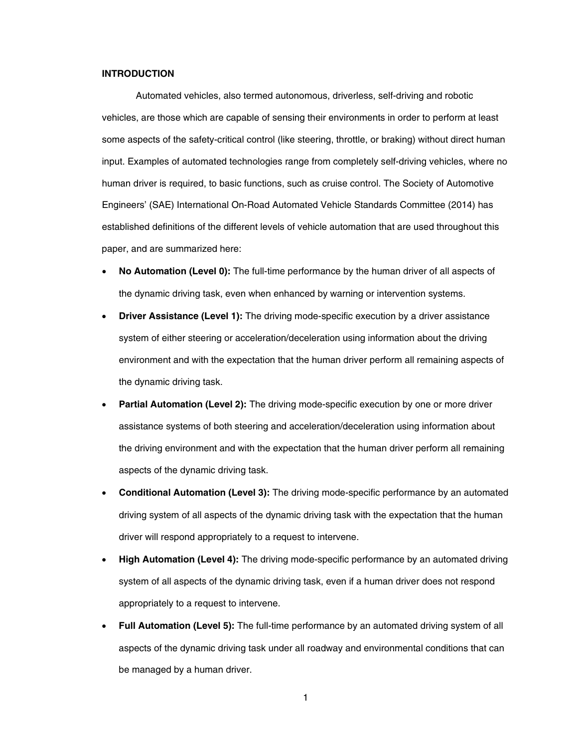## INTRODUCTION

Automated vehicles, also termed autonomous, driverless, self-driving and robotic vehicles, are those which are capable of sensing their environments in order to perform at least some aspects of the safety-critical control (like steering, throttle, or braking) without direct human input. Examples of automated technologies range from completely self-driving vehicles, where no human driver is required, to basic functions, such as cruise control. The Society of Automotive Engineers' (SAE) International On-Road Automated Vehicle Standards Committee (2014) has established definitions of the different levels of vehicle automation that are used throughout this paper, and are summarized here:

- **No Automation (Level 0):** The full-time performance by the human driver of all aspects of the dynamic driving task, even when enhanced by warning or intervention systems.
- **Driver Assistance (Level 1):** The driving mode-specific execution by a driver assistance system of either steering or acceleration/deceleration using information about the driving environment and with the expectation that the human driver perform all remaining aspects of the dynamic driving task.
- **Partial Automation (Level 2):** The driving mode-specific execution by one or more driver assistance systems of both steering and acceleration/deceleration using information about the driving environment and with the expectation that the human driver perform all remaining aspects of the dynamic driving task.
- **Conditional Automation (Level 3):** The driving mode-specific performance by an automated driving system of all aspects of the dynamic driving task with the expectation that the human driver will respond appropriately to a request to intervene.
- **High Automation (Level 4):** The driving mode-specific performance by an automated driving system of all aspects of the dynamic driving task, even if a human driver does not respond appropriately to a request to intervene.
- **Full Automation (Level 5):** The full-time performance by an automated driving system of all aspects of the dynamic driving task under all roadway and environmental conditions that can be managed by a human driver.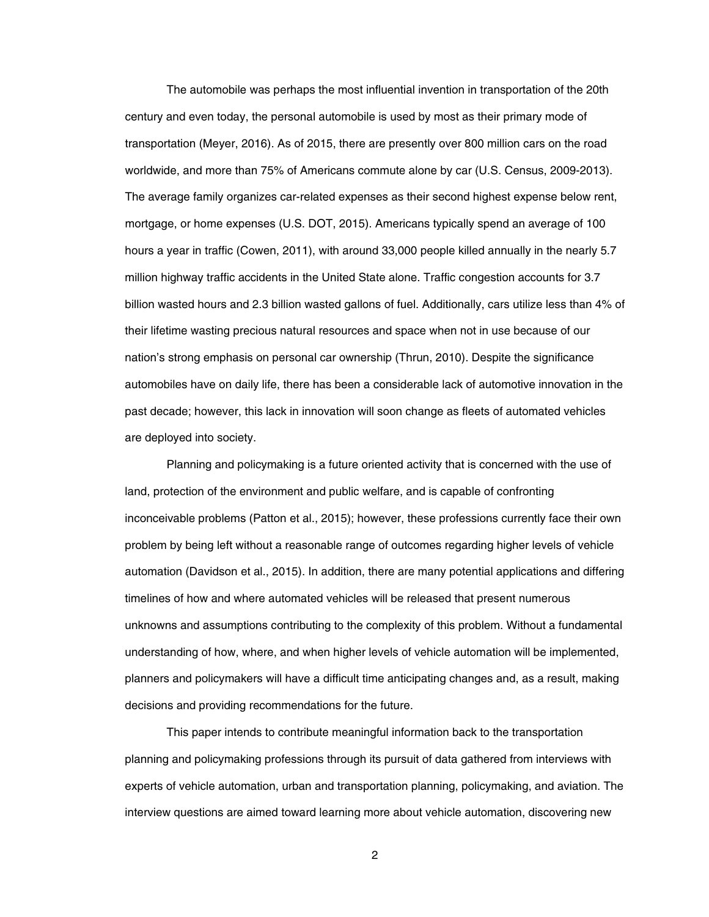The automobile was perhaps the most influential invention in transportation of the 20th century and even today, the personal automobile is used by most as their primary mode of transportation (Meyer, 2016). As of 2015, there are presently over 800 million cars on the road worldwide, and more than 75% of Americans commute alone by car (U.S. Census, 2009-2013). The average family organizes car-related expenses as their second highest expense below rent, mortgage, or home expenses (U.S. DOT, 2015). Americans typically spend an average of 100 hours a year in traffic (Cowen, 2011), with around 33,000 people killed annually in the nearly 5.7 million highway traffic accidents in the United State alone. Traffic congestion accounts for 3.7 billion wasted hours and 2.3 billion wasted gallons of fuel. Additionally, cars utilize less than 4% of their lifetime wasting precious natural resources and space when not in use because of our nation's strong emphasis on personal car ownership (Thrun, 2010). Despite the significance automobiles have on daily life, there has been a considerable lack of automotive innovation in the past decade; however, this lack in innovation will soon change as fleets of automated vehicles are deployed into society.

Planning and policymaking is a future oriented activity that is concerned with the use of land, protection of the environment and public welfare, and is capable of confronting inconceivable problems (Patton et al., 2015); however, these professions currently face their own problem by being left without a reasonable range of outcomes regarding higher levels of vehicle automation (Davidson et al., 2015). In addition, there are many potential applications and differing timelines of how and where automated vehicles will be released that present numerous unknowns and assumptions contributing to the complexity of this problem. Without a fundamental understanding of how, where, and when higher levels of vehicle automation will be implemented, planners and policymakers will have a difficult time anticipating changes and, as a result, making decisions and providing recommendations for the future.

This paper intends to contribute meaningful information back to the transportation planning and policymaking professions through its pursuit of data gathered from interviews with experts of vehicle automation, urban and transportation planning, policymaking, and aviation. The interview questions are aimed toward learning more about vehicle automation, discovering new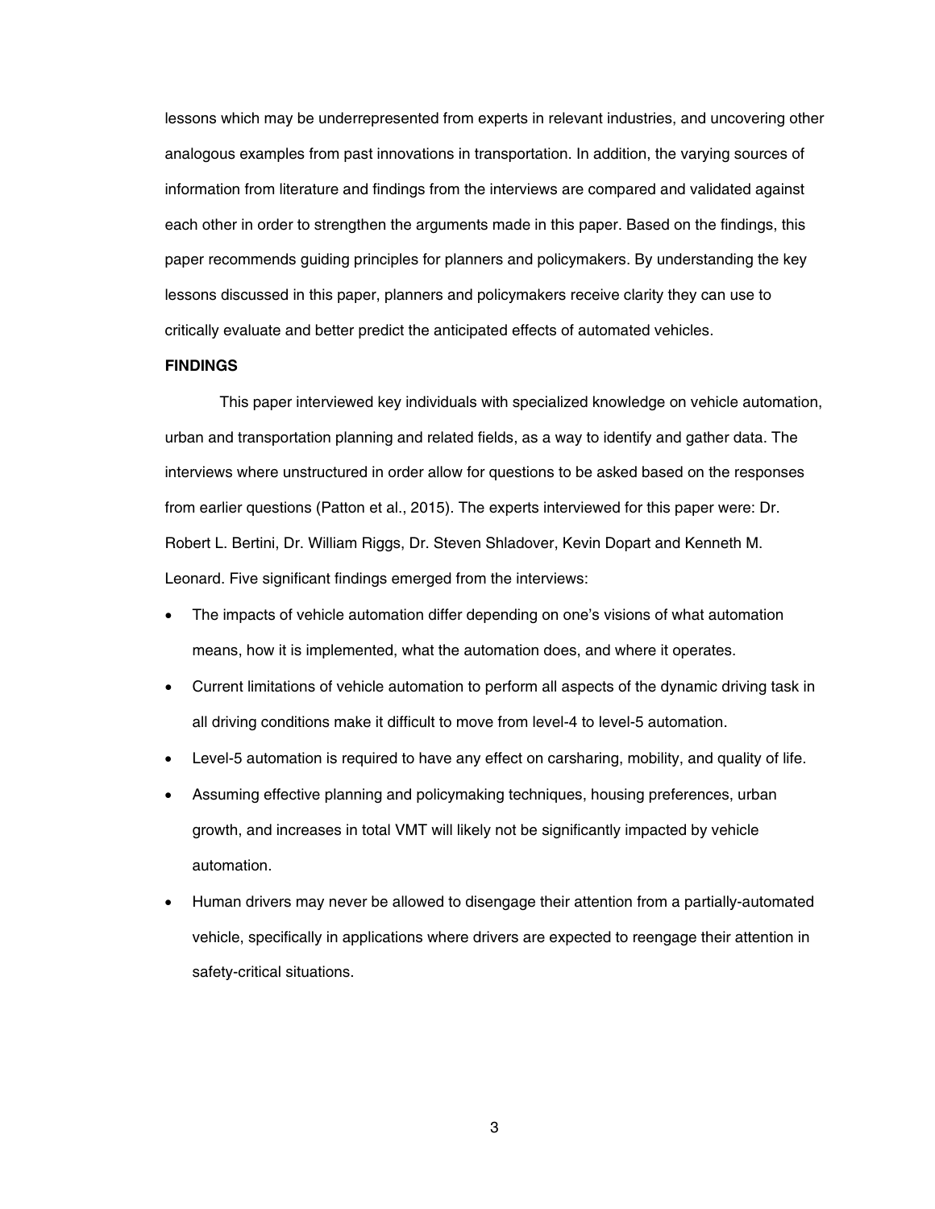lessons which may be underrepresented from experts in relevant industries, and uncovering other analogous examples from past innovations in transportation. In addition, the varying sources of information from literature and findings from the interviews are compared and validated against each other in order to strengthen the arguments made in this paper. Based on the findings, this paper recommends guiding principles for planners and policymakers. By understanding the key lessons discussed in this paper, planners and policymakers receive clarity they can use to critically evaluate and better predict the anticipated effects of automated vehicles.

**FINDINGS**

This paper interviewed key individuals with specialized knowledge on vehicle automation, urban and transportation planning and related fields, as a way to identify and gather data. The interviews where unstructured in order allow for questions to be asked based on the responses from earlier questions (Patton et al., 2015). The experts interviewed for this paper were: Dr. Robert L. Bertini, Dr. William Riggs, Dr. Steven Shladover, Kevin Dopart and Kenneth M. Leonard. Five significant findings emerged from the interviews:

- The impacts of vehicle automation differ depending on one's visions of what automation means, how it is implemented, what the automation does, and where it operates.
- Current limitations of vehicle automation to perform all aspects of the dynamic driving task in all driving conditions make it difficult to move from level-4 to level-5 automation.
- Level-5 automation is required to have any effect on carsharing, mobility, and quality of life.
- Assuming effective planning and policymaking techniques, housing preferences, urban growth, and increases in total VMT will likely not be significantly impacted by vehicle automation.
- Human drivers may never be allowed to disengage their attention from a partially-automated vehicle, specifically in applications where drivers are expected to reengage their attention in safety-critical situations.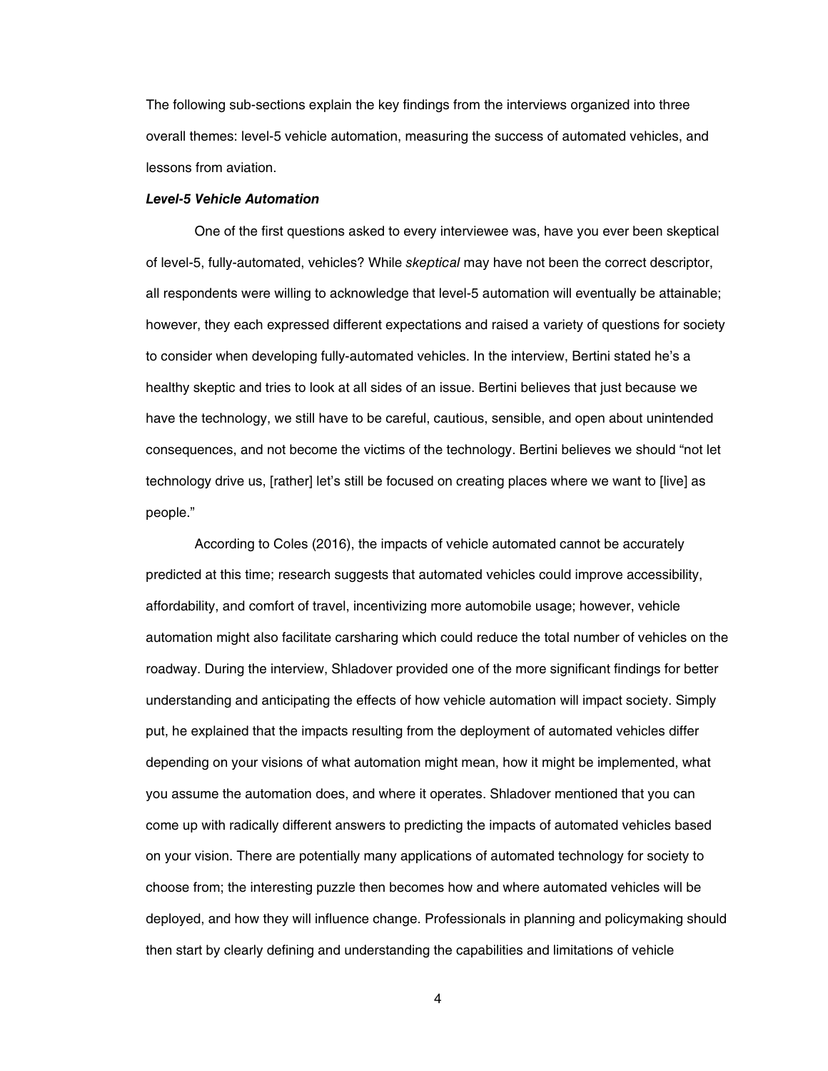The following sub-sections explain the key findings from the interviews organized into three overall themes: level-5 vehicle automation, measuring the success of automated vehicles, and lessons from aviation.

### ***Level-5 Vehicle Automation***

One of the first questions asked to every interviewee was, have you ever been skeptical of level-5, fully-automated, vehicles? While *skeptical* may have not been the correct descriptor, all respondents were willing to acknowledge that level-5 automation will eventually be attainable; however, they each expressed different expectations and raised a variety of questions for society to consider when developing fully-automated vehicles. In the interview, Bertini stated he's a healthy skeptic and tries to look at all sides of an issue. Bertini believes that just because we have the technology, we still have to be careful, cautious, sensible, and open about unintended consequences, and not become the victims of the technology. Bertini believes we should "not let technology drive us, [rather] let's still be focused on creating places where we want to [live] as people."

According to Coles (2016), the impacts of vehicle automated cannot be accurately predicted at this time; research suggests that automated vehicles could improve accessibility, affordability, and comfort of travel, incentivizing more automobile usage; however, vehicle automation might also facilitate carsharing which could reduce the total number of vehicles on the roadway. During the interview, Shladover provided one of the more significant findings for better understanding and anticipating the effects of how vehicle automation will impact society. Simply put, he explained that the impacts resulting from the deployment of automated vehicles differ depending on your visions of what automation might mean, how it might be implemented, what you assume the automation does, and where it operates. Shladover mentioned that you can come up with radically different answers to predicting the impacts of automated vehicles based on your vision. There are potentially many applications of automated technology for society to choose from; the interesting puzzle then becomes how and where automated vehicles will be deployed, and how they will influence change. Professionals in planning and policymaking should then start by clearly defining and understanding the capabilities and limitations of vehicle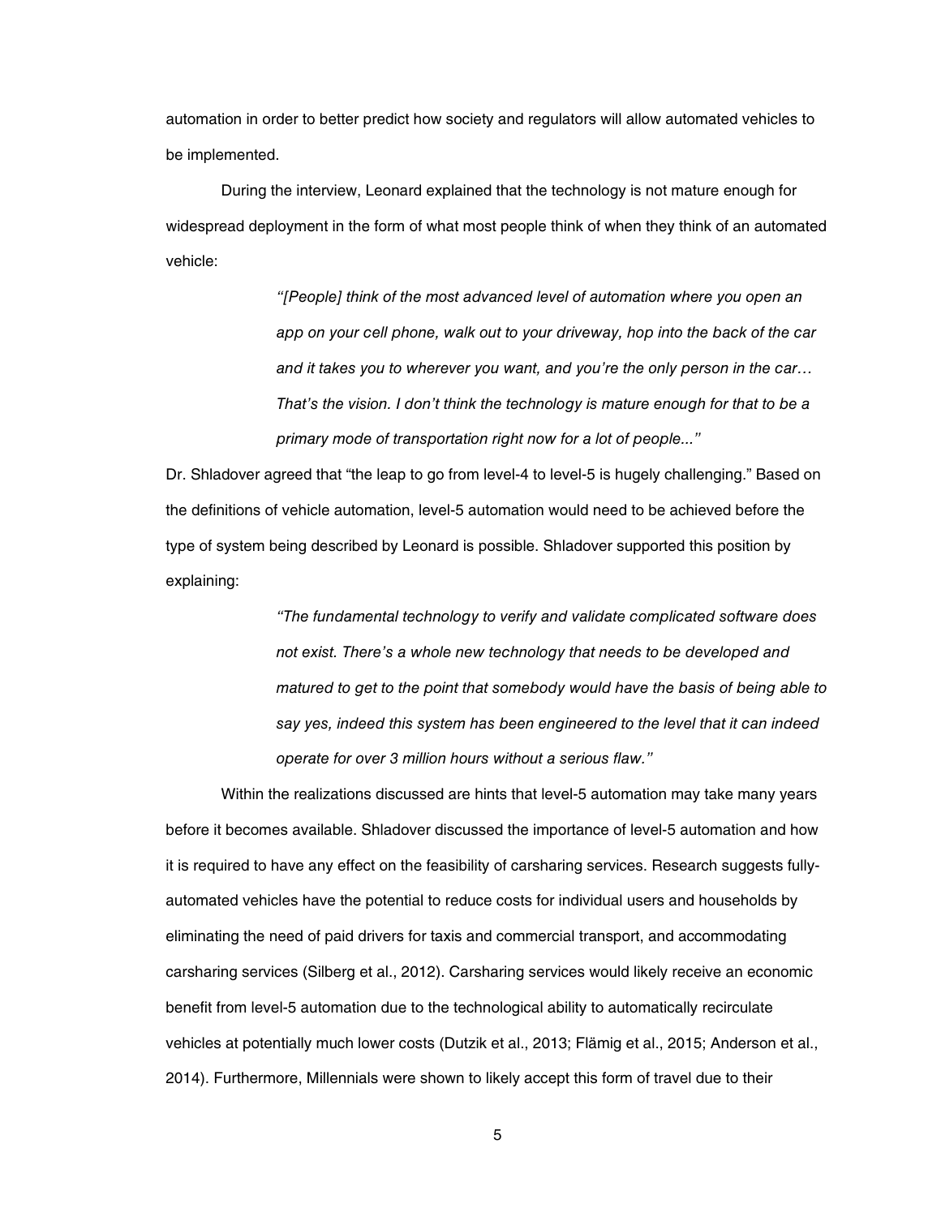automation in order to better predict how society and regulators will allow automated vehicles to be implemented.

During the interview, Leonard explained that the technology is not mature enough for widespread deployment in the form of what most people think of when they think of an automated vehicle:

> *"[People] think of the most advanced level of automation where you open an app on your cell phone, walk out to your driveway, hop into the back of the car and it takes you to wherever you want, and you're the only person in the car… That's the vision. I don't think the technology is mature enough for that to be a primary mode of transportation right now for a lot of people..."*

Dr. Shladover agreed that "the leap to go from level-4 to level-5 is hugely challenging." Based on the definitions of vehicle automation, level-5 automation would need to be achieved before the type of system being described by Leonard is possible. Shladover supported this position by explaining:

> *"The fundamental technology to verify and validate complicated software does not exist. There's a whole new technology that needs to be developed and matured to get to the point that somebody would have the basis of being able to say yes, indeed this system has been engineered to the level that it can indeed operate for over 3 million hours without a serious flaw."*

Within the realizations discussed are hints that level-5 automation may take many years before it becomes available. Shladover discussed the importance of level-5 automation and how it is required to have any effect on the feasibility of carsharing services. Research suggests fully-automated vehicles have the potential to reduce costs for individual users and households by eliminating the need of paid drivers for taxis and commercial transport, and accommodating carsharing services (Silberg et al., 2012). Carsharing services would likely receive an economic benefit from level-5 automation due to the technological ability to automatically recirculate vehicles at potentially much lower costs (Dutzik et al., 2013; Flämig et al., 2015; Anderson et al., 2014). Furthermore, Millennials were shown to likely accept this form of travel due to their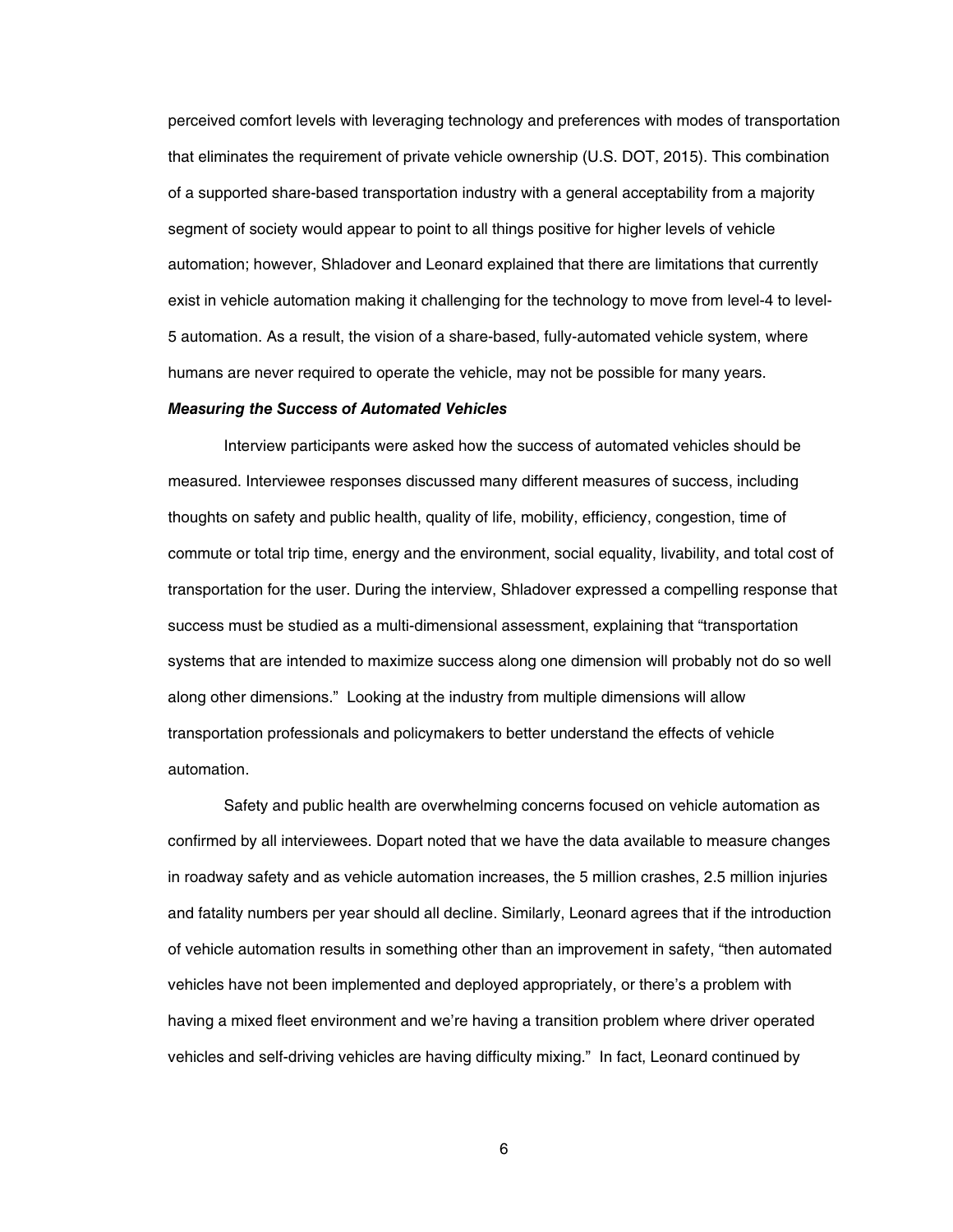perceived comfort levels with leveraging technology and preferences with modes of transportation that eliminates the requirement of private vehicle ownership (U.S. DOT, 2015). This combination of a supported share-based transportation industry with a general acceptability from a majority segment of society would appear to point to all things positive for higher levels of vehicle automation; however, Shladover and Leonard explained that there are limitations that currently exist in vehicle automation making it challenging for the technology to move from level-4 to level-5 automation. As a result, the vision of a share-based, fully-automated vehicle system, where humans are never required to operate the vehicle, may not be possible for many years.

***Measuring the Success of Automated Vehicles***

Interview participants were asked how the success of automated vehicles should be measured. Interviewee responses discussed many different measures of success, including thoughts on safety and public health, quality of life, mobility, efficiency, congestion, time of commute or total trip time, energy and the environment, social equality, livability, and total cost of transportation for the user. During the interview, Shladover expressed a compelling response that success must be studied as a multi-dimensional assessment, explaining that "transportation systems that are intended to maximize success along one dimension will probably not do so well along other dimensions." Looking at the industry from multiple dimensions will allow transportation professionals and policymakers to better understand the effects of vehicle automation.

Safety and public health are overwhelming concerns focused on vehicle automation as confirmed by all interviewees. Dopart noted that we have the data available to measure changes in roadway safety and as vehicle automation increases, the 5 million crashes, 2.5 million injuries and fatality numbers per year should all decline. Similarly, Leonard agrees that if the introduction of vehicle automation results in something other than an improvement in safety, "then automated vehicles have not been implemented and deployed appropriately, or there's a problem with having a mixed fleet environment and we're having a transition problem where driver operated vehicles and self-driving vehicles are having difficulty mixing." In fact, Leonard continued by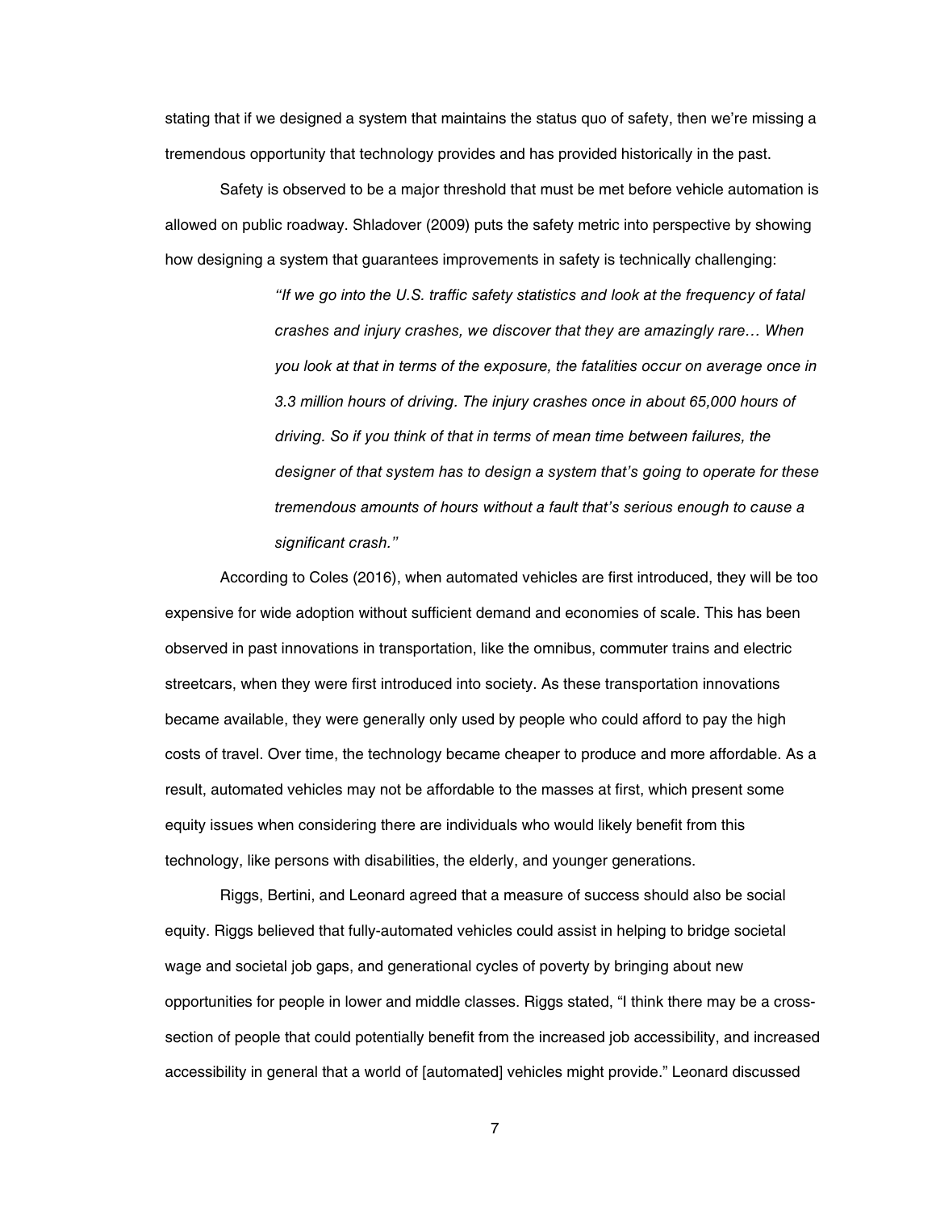stating that if we designed a system that maintains the status quo of safety, then we're missing a tremendous opportunity that technology provides and has provided historically in the past.

Safety is observed to be a major threshold that must be met before vehicle automation is allowed on public roadway. Shladover (2009) puts the safety metric into perspective by showing how designing a system that guarantees improvements in safety is technically challenging:

> *"If we go into the U.S. traffic safety statistics and look at the frequency of fatal crashes and injury crashes, we discover that they are amazingly rare… When you look at that in terms of the exposure, the fatalities occur on average once in 3.3 million hours of driving. The injury crashes once in about 65,000 hours of driving. So if you think of that in terms of mean time between failures, the designer of that system has to design a system that's going to operate for these tremendous amounts of hours without a fault that's serious enough to cause a significant crash."*

According to Coles (2016), when automated vehicles are first introduced, they will be too expensive for wide adoption without sufficient demand and economies of scale. This has been observed in past innovations in transportation, like the omnibus, commuter trains and electric streetcars, when they were first introduced into society. As these transportation innovations became available, they were generally only used by people who could afford to pay the high costs of travel. Over time, the technology became cheaper to produce and more affordable. As a result, automated vehicles may not be affordable to the masses at first, which present some equity issues when considering there are individuals who would likely benefit from this technology, like persons with disabilities, the elderly, and younger generations.

Riggs, Bertini, and Leonard agreed that a measure of success should also be social equity. Riggs believed that fully-automated vehicles could assist in helping to bridge societal wage and societal job gaps, and generational cycles of poverty by bringing about new opportunities for people in lower and middle classes. Riggs stated, "I think there may be a cross-section of people that could potentially benefit from the increased job accessibility, and increased accessibility in general that a world of [automated] vehicles might provide." Leonard discussed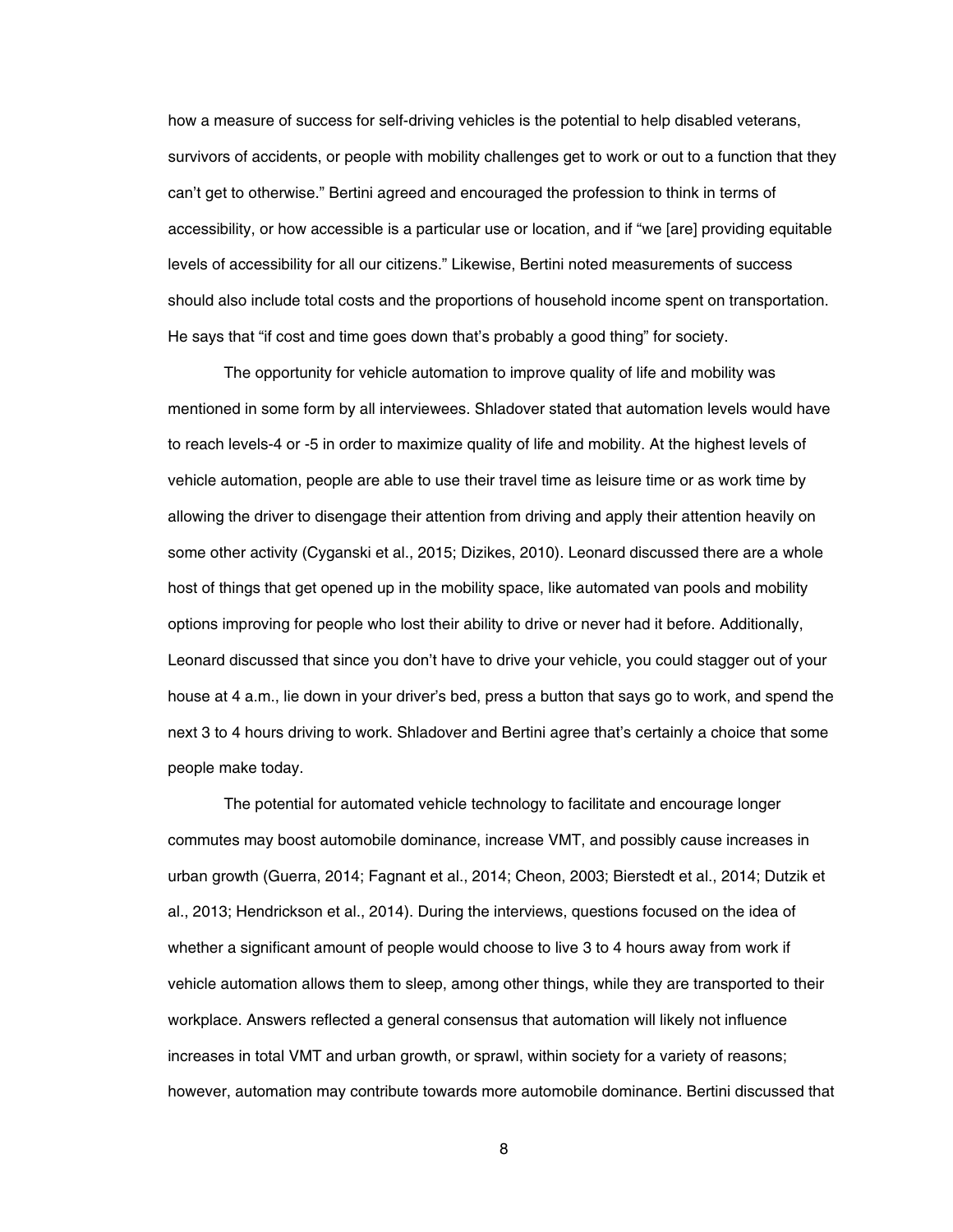how a measure of success for self-driving vehicles is the potential to help disabled veterans, survivors of accidents, or people with mobility challenges get to work or out to a function that they can't get to otherwise." Bertini agreed and encouraged the profession to think in terms of accessibility, or how accessible is a particular use or location, and if "we [are] providing equitable levels of accessibility for all our citizens." Likewise, Bertini noted measurements of success should also include total costs and the proportions of household income spent on transportation. He says that "if cost and time goes down that's probably a good thing" for society.

The opportunity for vehicle automation to improve quality of life and mobility was mentioned in some form by all interviewees. Shladover stated that automation levels would have to reach levels-4 or -5 in order to maximize quality of life and mobility. At the highest levels of vehicle automation, people are able to use their travel time as leisure time or as work time by allowing the driver to disengage their attention from driving and apply their attention heavily on some other activity (Cyganski et al., 2015; Dizikes, 2010). Leonard discussed there are a whole host of things that get opened up in the mobility space, like automated van pools and mobility options improving for people who lost their ability to drive or never had it before. Additionally, Leonard discussed that since you don't have to drive your vehicle, you could stagger out of your house at 4 a.m., lie down in your driver's bed, press a button that says go to work, and spend the next 3 to 4 hours driving to work. Shladover and Bertini agree that's certainly a choice that some people make today.

The potential for automated vehicle technology to facilitate and encourage longer commutes may boost automobile dominance, increase VMT, and possibly cause increases in urban growth (Guerra, 2014; Fagnant et al., 2014; Cheon, 2003; Bierstedt et al., 2014; Dutzik et al., 2013; Hendrickson et al., 2014). During the interviews, questions focused on the idea of whether a significant amount of people would choose to live 3 to 4 hours away from work if vehicle automation allows them to sleep, among other things, while they are transported to their workplace. Answers reflected a general consensus that automation will likely not influence increases in total VMT and urban growth, or sprawl, within society for a variety of reasons; however, automation may contribute towards more automobile dominance. Bertini discussed that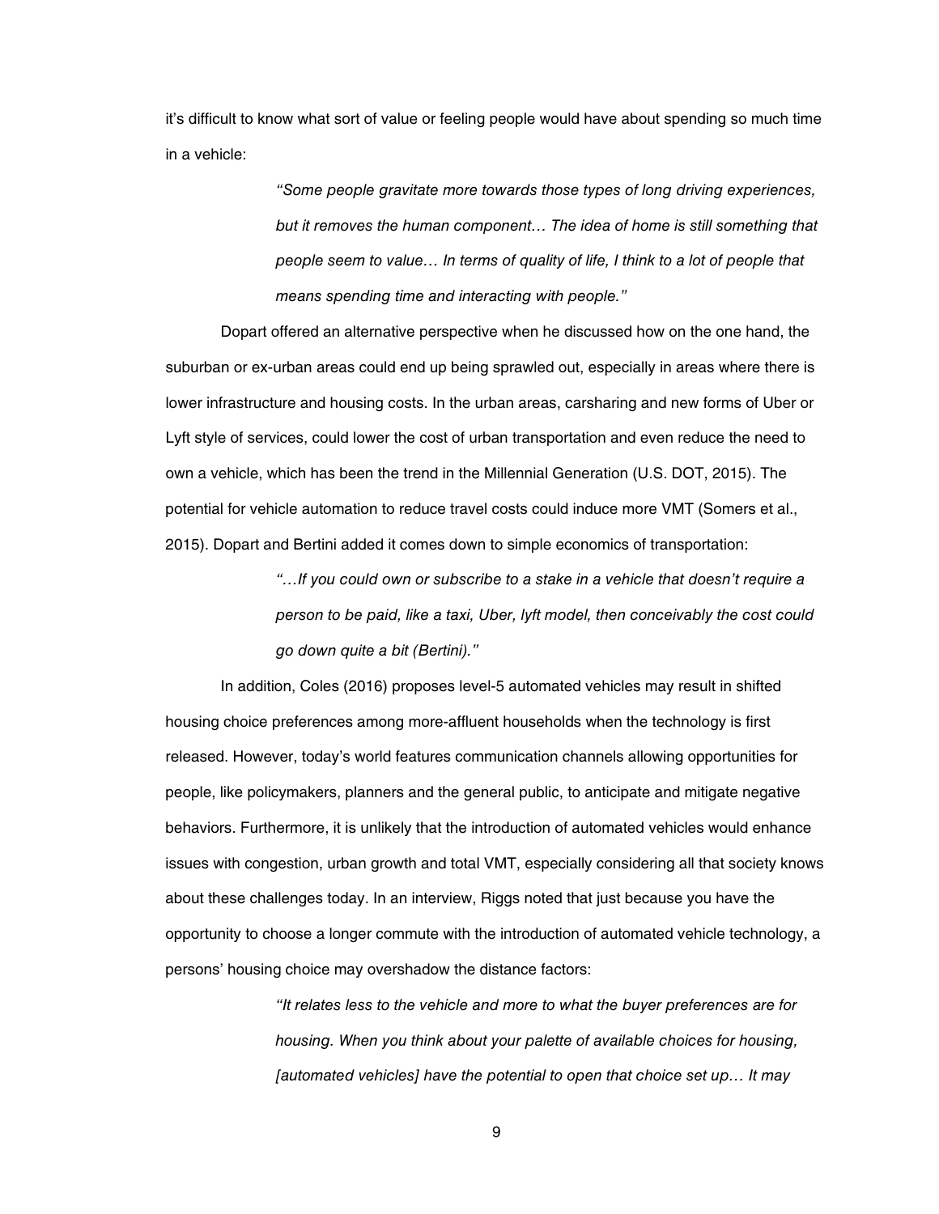it's difficult to know what sort of value or feeling people would have about spending so much time in a vehicle:

> *"Some people gravitate more towards those types of long driving experiences, but it removes the human component… The idea of home is still something that people seem to value… In terms of quality of life, I think to a lot of people that means spending time and interacting with people."*

Dopart offered an alternative perspective when he discussed how on the one hand, the suburban or ex-urban areas could end up being sprawled out, especially in areas where there is lower infrastructure and housing costs. In the urban areas, carsharing and new forms of Uber or Lyft style of services, could lower the cost of urban transportation and even reduce the need to own a vehicle, which has been the trend in the Millennial Generation (U.S. DOT, 2015). The potential for vehicle automation to reduce travel costs could induce more VMT (Somers et al., 2015). Dopart and Bertini added it comes down to simple economics of transportation:

> *"…If you could own or subscribe to a stake in a vehicle that doesn't require a person to be paid, like a taxi, Uber, lyft model, then conceivably the cost could go down quite a bit (Bertini)."*

In addition, Coles (2016) proposes level-5 automated vehicles may result in shifted housing choice preferences among more-affluent households when the technology is first released. However, today's world features communication channels allowing opportunities for people, like policymakers, planners and the general public, to anticipate and mitigate negative behaviors. Furthermore, it is unlikely that the introduction of automated vehicles would enhance issues with congestion, urban growth and total VMT, especially considering all that society knows about these challenges today. In an interview, Riggs noted that just because you have the opportunity to choose a longer commute with the introduction of automated vehicle technology, a persons' housing choice may overshadow the distance factors:

> *"It relates less to the vehicle and more to what the buyer preferences are for housing. When you think about your palette of available choices for housing, [automated vehicles] have the potential to open that choice set up… It may*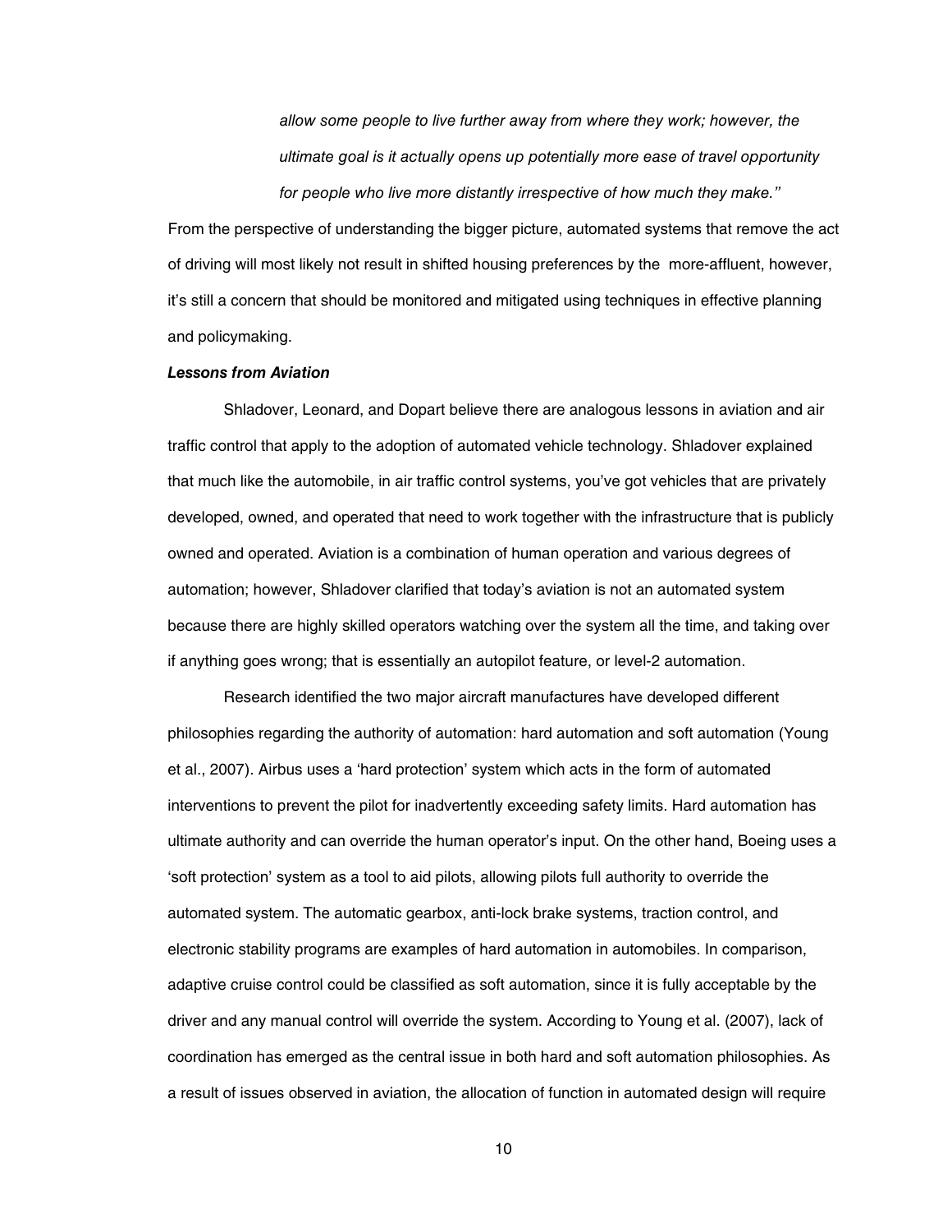*allow some people to live further away from where they work; however, the ultimate goal is it actually opens up potentially more ease of travel opportunity for people who live more distantly irrespective of how much they make."*

From the perspective of understanding the bigger picture, automated systems that remove the act of driving will most likely not result in shifted housing preferences by the more-affluent, however, it's still a concern that should be monitored and mitigated using techniques in effective planning and policymaking.

***Lessons from Aviation***

Shladover, Leonard, and Dopart believe there are analogous lessons in aviation and air traffic control that apply to the adoption of automated vehicle technology. Shladover explained that much like the automobile, in air traffic control systems, you've got vehicles that are privately developed, owned, and operated that need to work together with the infrastructure that is publicly owned and operated. Aviation is a combination of human operation and various degrees of automation; however, Shladover clarified that today's aviation is not an automated system because there are highly skilled operators watching over the system all the time, and taking over if anything goes wrong; that is essentially an autopilot feature, or level-2 automation.

Research identified the two major aircraft manufactures have developed different philosophies regarding the authority of automation: hard automation and soft automation (Young et al., 2007). Airbus uses a 'hard protection' system which acts in the form of automated interventions to prevent the pilot for inadvertently exceeding safety limits. Hard automation has ultimate authority and can override the human operator's input. On the other hand, Boeing uses a 'soft protection' system as a tool to aid pilots, allowing pilots full authority to override the automated system. The automatic gearbox, anti-lock brake systems, traction control, and electronic stability programs are examples of hard automation in automobiles. In comparison, adaptive cruise control could be classified as soft automation, since it is fully acceptable by the driver and any manual control will override the system. According to Young et al. (2007), lack of coordination has emerged as the central issue in both hard and soft automation philosophies. As a result of issues observed in aviation, the allocation of function in automated design will require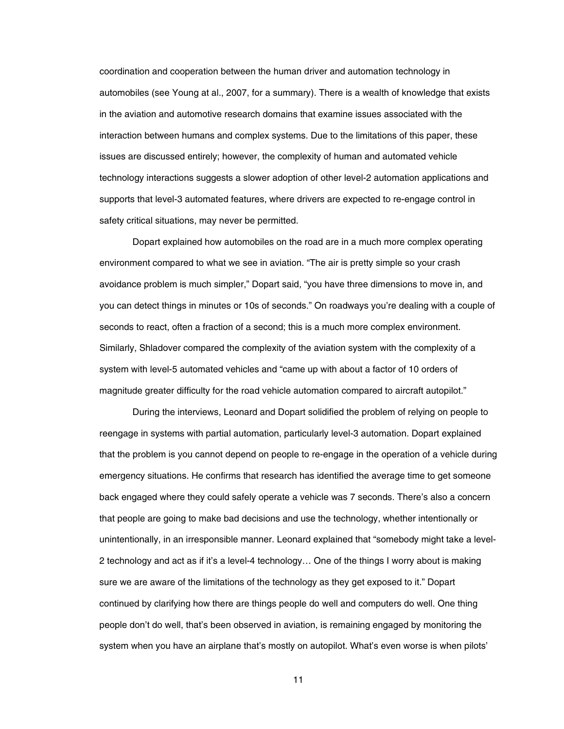coordination and cooperation between the human driver and automation technology in automobiles (see Young at al., 2007, for a summary). There is a wealth of knowledge that exists in the aviation and automotive research domains that examine issues associated with the interaction between humans and complex systems. Due to the limitations of this paper, these issues are discussed entirely; however, the complexity of human and automated vehicle technology interactions suggests a slower adoption of other level-2 automation applications and supports that level-3 automated features, where drivers are expected to re-engage control in safety critical situations, may never be permitted.

Dopart explained how automobiles on the road are in a much more complex operating environment compared to what we see in aviation. "The air is pretty simple so your crash avoidance problem is much simpler," Dopart said, "you have three dimensions to move in, and you can detect things in minutes or 10s of seconds." On roadways you're dealing with a couple of seconds to react, often a fraction of a second; this is a much more complex environment. Similarly, Shladover compared the complexity of the aviation system with the complexity of a system with level-5 automated vehicles and "came up with about a factor of 10 orders of magnitude greater difficulty for the road vehicle automation compared to aircraft autopilot."

During the interviews, Leonard and Dopart solidified the problem of relying on people to reengage in systems with partial automation, particularly level-3 automation. Dopart explained that the problem is you cannot depend on people to re-engage in the operation of a vehicle during emergency situations. He confirms that research has identified the average time to get someone back engaged where they could safely operate a vehicle was 7 seconds. There's also a concern that people are going to make bad decisions and use the technology, whether intentionally or unintentionally, in an irresponsible manner. Leonard explained that "somebody might take a level-2 technology and act as if it's a level-4 technology… One of the things I worry about is making sure we are aware of the limitations of the technology as they get exposed to it." Dopart continued by clarifying how there are things people do well and computers do well. One thing people don't do well, that's been observed in aviation, is remaining engaged by monitoring the system when you have an airplane that's mostly on autopilot. What's even worse is when pilots'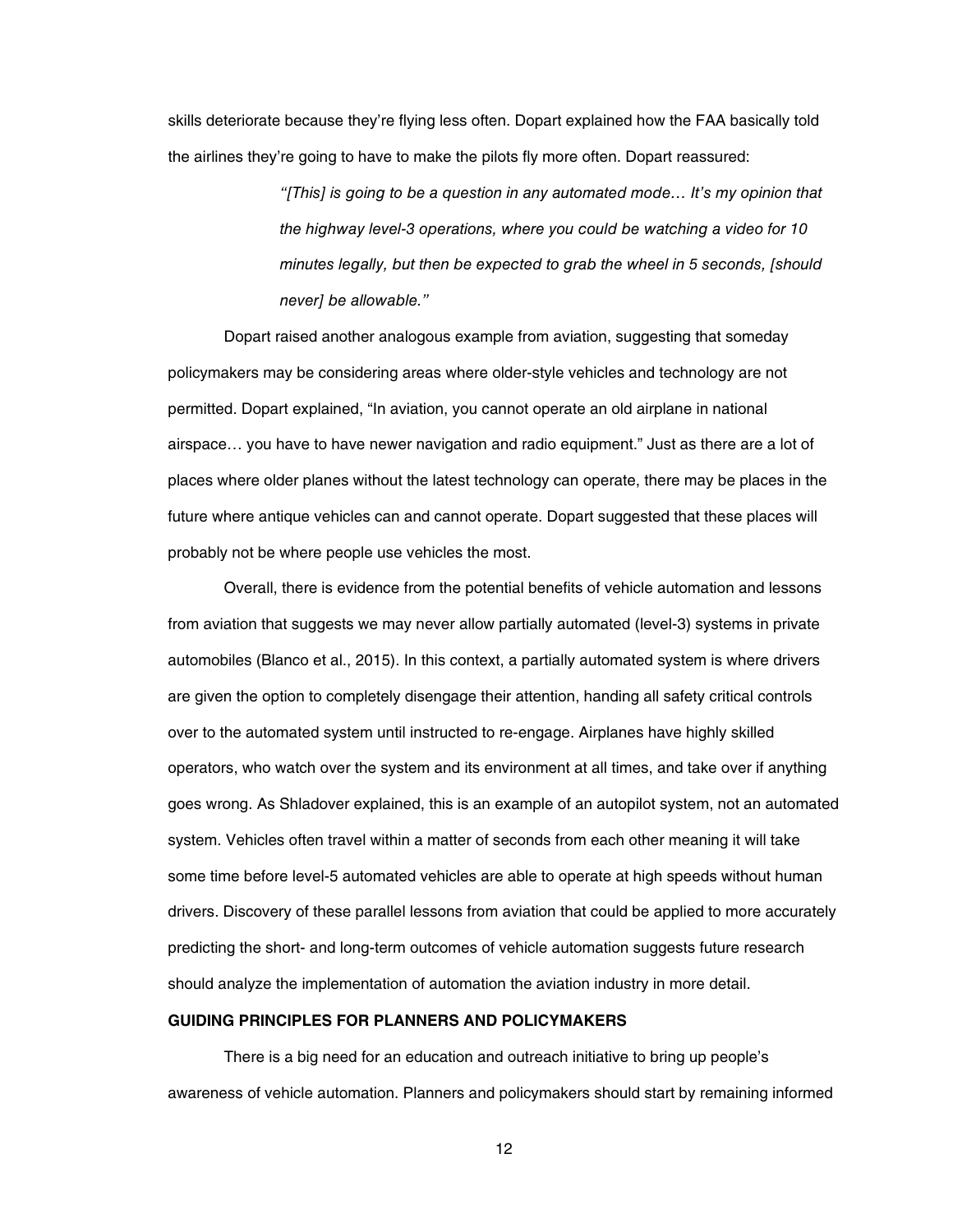skills deteriorate because they're flying less often. Dopart explained how the FAA basically told the airlines they're going to have to make the pilots fly more often. Dopart reassured:

> *"[This] is going to be a question in any automated mode… It's my opinion that the highway level-3 operations, where you could be watching a video for 10 minutes legally, but then be expected to grab the wheel in 5 seconds, [should never] be allowable."*

Dopart raised another analogous example from aviation, suggesting that someday policymakers may be considering areas where older-style vehicles and technology are not permitted. Dopart explained, "In aviation, you cannot operate an old airplane in national airspace… you have to have newer navigation and radio equipment." Just as there are a lot of places where older planes without the latest technology can operate, there may be places in the future where antique vehicles can and cannot operate. Dopart suggested that these places will probably not be where people use vehicles the most.

Overall, there is evidence from the potential benefits of vehicle automation and lessons from aviation that suggests we may never allow partially automated (level-3) systems in private automobiles (Blanco et al., 2015). In this context, a partially automated system is where drivers are given the option to completely disengage their attention, handing all safety critical controls over to the automated system until instructed to re-engage. Airplanes have highly skilled operators, who watch over the system and its environment at all times, and take over if anything goes wrong. As Shladover explained, this is an example of an autopilot system, not an automated system. Vehicles often travel within a matter of seconds from each other meaning it will take some time before level-5 automated vehicles are able to operate at high speeds without human drivers. Discovery of these parallel lessons from aviation that could be applied to more accurately predicting the short- and long-term outcomes of vehicle automation suggests future research should analyze the implementation of automation the aviation industry in more detail.

## GUIDING PRINCIPLES FOR PLANNERS AND POLICYMAKERS

There is a big need for an education and outreach initiative to bring up people's awareness of vehicle automation. Planners and policymakers should start by remaining informed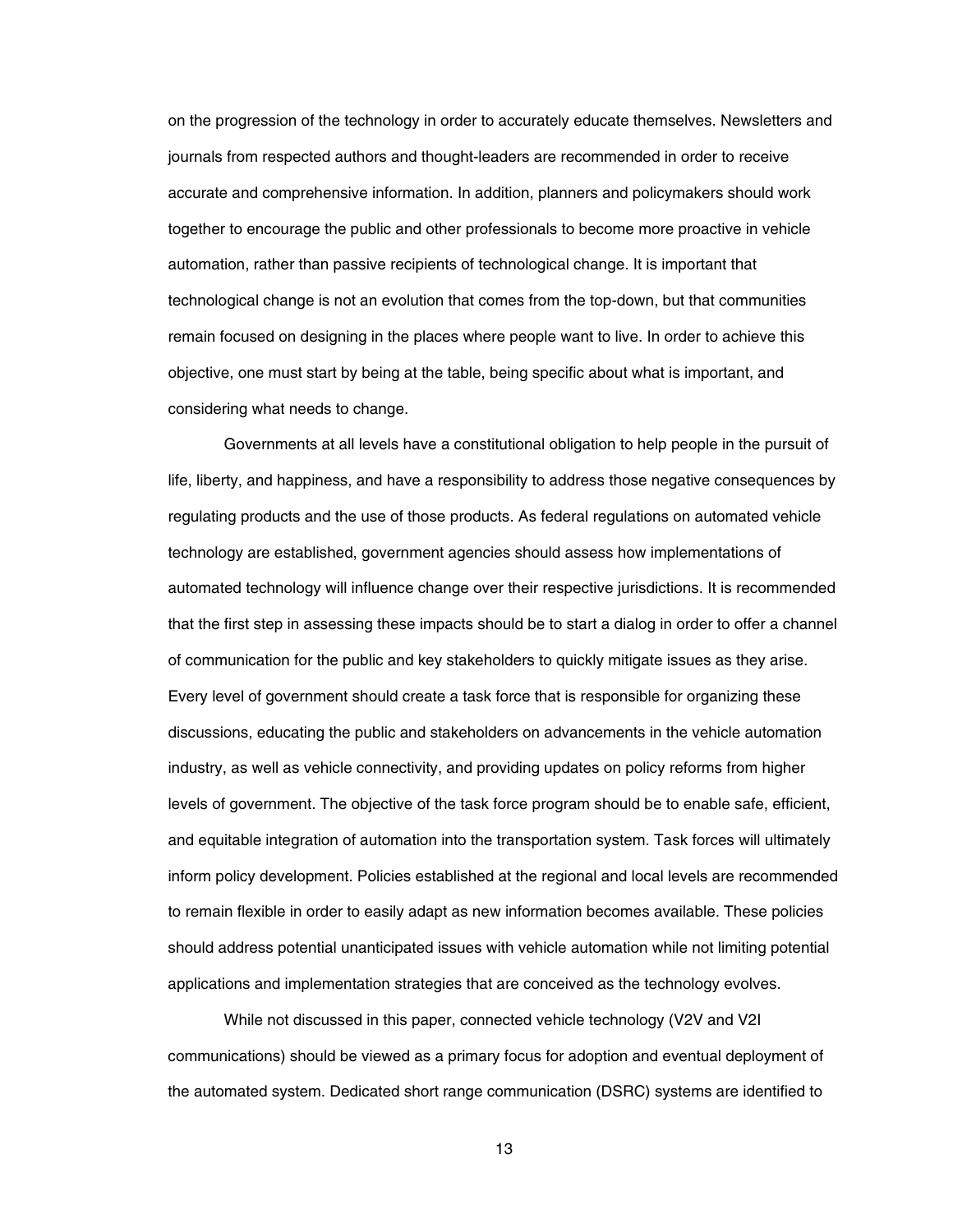on the progression of the technology in order to accurately educate themselves. Newsletters and journals from respected authors and thought-leaders are recommended in order to receive accurate and comprehensive information. In addition, planners and policymakers should work together to encourage the public and other professionals to become more proactive in vehicle automation, rather than passive recipients of technological change. It is important that technological change is not an evolution that comes from the top-down, but that communities remain focused on designing in the places where people want to live. In order to achieve this objective, one must start by being at the table, being specific about what is important, and considering what needs to change.

Governments at all levels have a constitutional obligation to help people in the pursuit of life, liberty, and happiness, and have a responsibility to address those negative consequences by regulating products and the use of those products. As federal regulations on automated vehicle technology are established, government agencies should assess how implementations of automated technology will influence change over their respective jurisdictions. It is recommended that the first step in assessing these impacts should be to start a dialog in order to offer a channel of communication for the public and key stakeholders to quickly mitigate issues as they arise. Every level of government should create a task force that is responsible for organizing these discussions, educating the public and stakeholders on advancements in the vehicle automation industry, as well as vehicle connectivity, and providing updates on policy reforms from higher levels of government. The objective of the task force program should be to enable safe, efficient, and equitable integration of automation into the transportation system. Task forces will ultimately inform policy development. Policies established at the regional and local levels are recommended to remain flexible in order to easily adapt as new information becomes available. These policies should address potential unanticipated issues with vehicle automation while not limiting potential applications and implementation strategies that are conceived as the technology evolves.

While not discussed in this paper, connected vehicle technology (V2V and V2I communications) should be viewed as a primary focus for adoption and eventual deployment of the automated system. Dedicated short range communication (DSRC) systems are identified to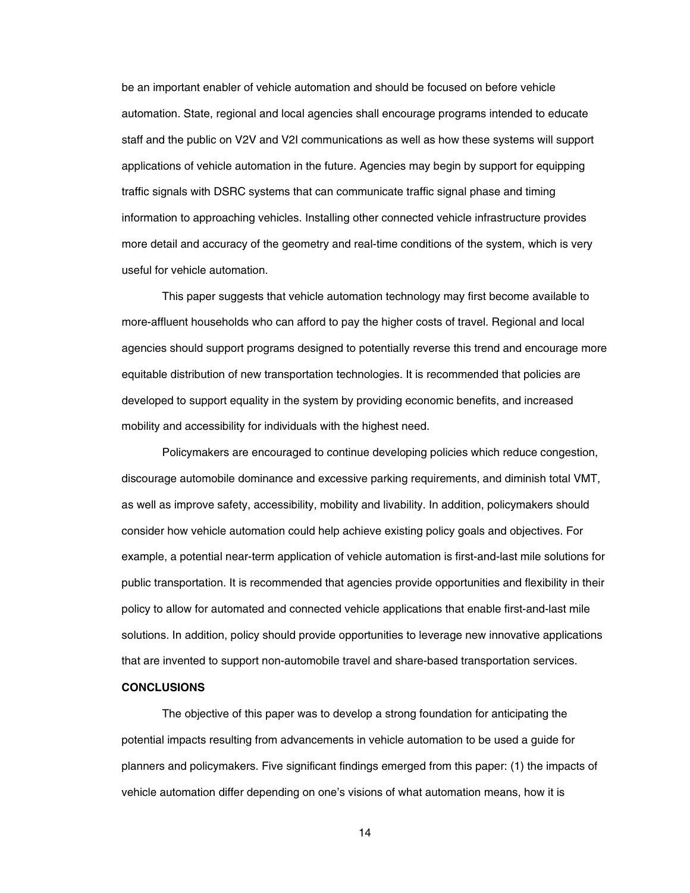be an important enabler of vehicle automation and should be focused on before vehicle automation. State, regional and local agencies shall encourage programs intended to educate staff and the public on V2V and V2I communications as well as how these systems will support applications of vehicle automation in the future. Agencies may begin by support for equipping traffic signals with DSRC systems that can communicate traffic signal phase and timing information to approaching vehicles. Installing other connected vehicle infrastructure provides more detail and accuracy of the geometry and real-time conditions of the system, which is very useful for vehicle automation.

This paper suggests that vehicle automation technology may first become available to more-affluent households who can afford to pay the higher costs of travel. Regional and local agencies should support programs designed to potentially reverse this trend and encourage more equitable distribution of new transportation technologies. It is recommended that policies are developed to support equality in the system by providing economic benefits, and increased mobility and accessibility for individuals with the highest need.

Policymakers are encouraged to continue developing policies which reduce congestion, discourage automobile dominance and excessive parking requirements, and diminish total VMT, as well as improve safety, accessibility, mobility and livability. In addition, policymakers should consider how vehicle automation could help achieve existing policy goals and objectives. For example, a potential near-term application of vehicle automation is first-and-last mile solutions for public transportation. It is recommended that agencies provide opportunities and flexibility in their policy to allow for automated and connected vehicle applications that enable first-and-last mile solutions. In addition, policy should provide opportunities to leverage new innovative applications that are invented to support non-automobile travel and share-based transportation services.

**CONCLUSIONS**

The objective of this paper was to develop a strong foundation for anticipating the potential impacts resulting from advancements in vehicle automation to be used a guide for planners and policymakers. Five significant findings emerged from this paper: (1) the impacts of vehicle automation differ depending on one's visions of what automation means, how it is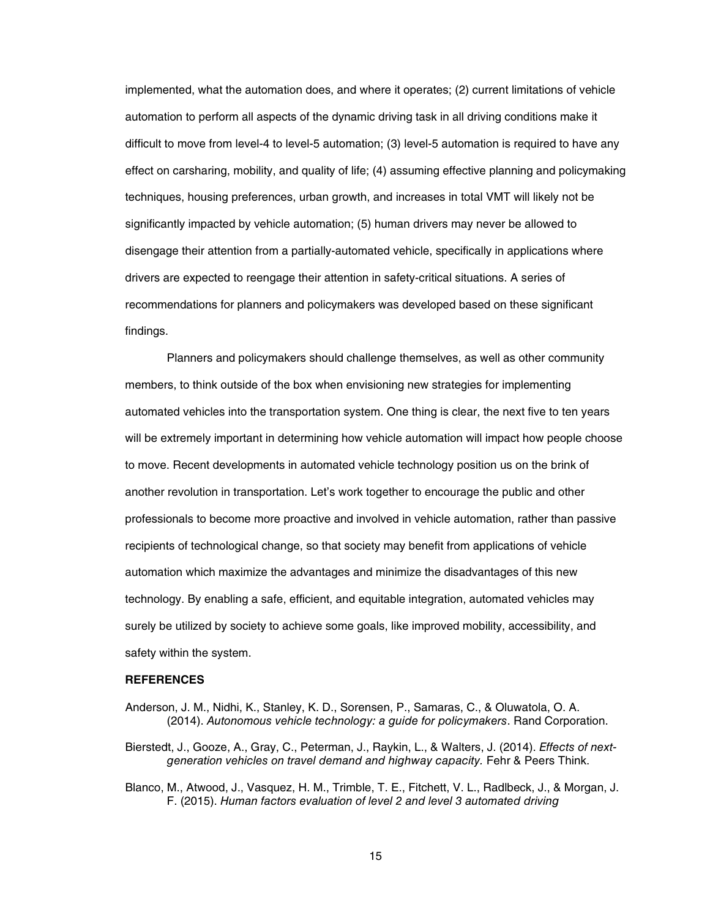implemented, what the automation does, and where it operates; (2) current limitations of vehicle automation to perform all aspects of the dynamic driving task in all driving conditions make it difficult to move from level-4 to level-5 automation; (3) level-5 automation is required to have any effect on carsharing, mobility, and quality of life; (4) assuming effective planning and policymaking techniques, housing preferences, urban growth, and increases in total VMT will likely not be significantly impacted by vehicle automation; (5) human drivers may never be allowed to disengage their attention from a partially-automated vehicle, specifically in applications where drivers are expected to reengage their attention in safety-critical situations. A series of recommendations for planners and policymakers was developed based on these significant findings.

Planners and policymakers should challenge themselves, as well as other community members, to think outside of the box when envisioning new strategies for implementing automated vehicles into the transportation system. One thing is clear, the next five to ten years will be extremely important in determining how vehicle automation will impact how people choose to move. Recent developments in automated vehicle technology position us on the brink of another revolution in transportation. Let's work together to encourage the public and other professionals to become more proactive and involved in vehicle automation, rather than passive recipients of technological change, so that society may benefit from applications of vehicle automation which maximize the advantages and minimize the disadvantages of this new technology. By enabling a safe, efficient, and equitable integration, automated vehicles may surely be utilized by society to achieve some goals, like improved mobility, accessibility, and safety within the system.

## REFERENCES

Anderson, J. M., Nidhi, K., Stanley, K. D., Sorensen, P., Samaras, C., & Oluwatola, O. A. (2014). *Autonomous vehicle technology: a guide for policymakers*. Rand Corporation.

Bierstedt, J., Gooze, A., Gray, C., Peterman, J., Raykin, L., & Walters, J. (2014). *Effects of next-generation vehicles on travel demand and highway capacity.* Fehr & Peers Think.

Blanco, M., Atwood, J., Vasquez, H. M., Trimble, T. E., Fitchett, V. L., Radlbeck, J., & Morgan, J. F. (2015). *Human factors evaluation of level 2 and level 3 automated driving*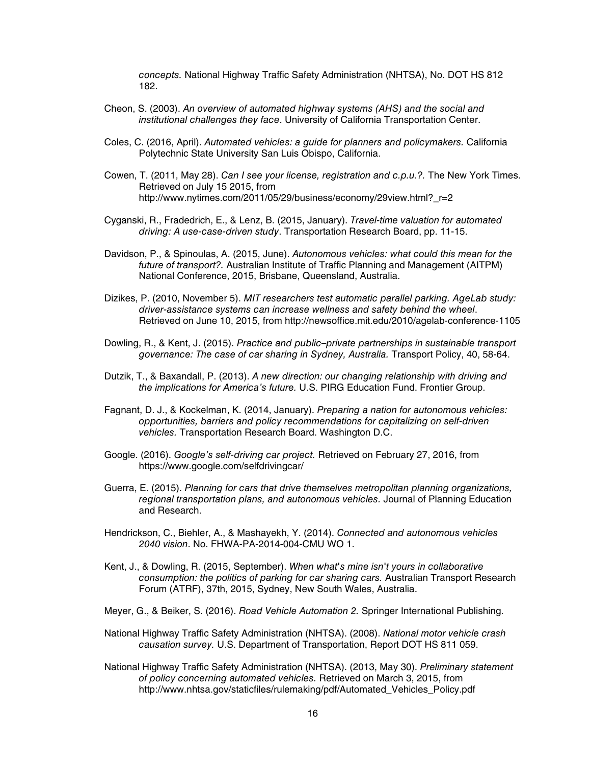*concepts.* National Highway Traffic Safety Administration (NHTSA), No. DOT HS 812 182.

Cheon, S. (2003). *An overview of automated highway systems (AHS) and the social and institutional challenges they face*. University of California Transportation Center.

Coles, C. (2016, April). *Automated vehicles: a guide for planners and policymakers.* California Polytechnic State University San Luis Obispo, California.

Cowen, T. (2011, May 28). *Can I see your license, registration and c.p.u.?.* The New York Times. Retrieved on July 15 2015, from http://www.nytimes.com/2011/05/29/business/economy/29view.html?_r=2

Cyganski, R., Fradedrich, E., & Lenz, B. (2015, January). *Travel-time valuation for automated driving: A use-case-driven study*. Transportation Research Board, pp. 11-15.

Davidson, P., & Spinoulas, A. (2015, June). *Autonomous vehicles: what could this mean for the future of transport?.* Australian Institute of Traffic Planning and Management (AITPM) National Conference, 2015, Brisbane, Queensland, Australia.

Dizikes, P. (2010, November 5). *MIT researchers test automatic parallel parking. AgeLab study: driver-assistance systems can increase wellness and safety behind the wheel*. Retrieved on June 10, 2015, from http://newsoffice.mit.edu/2010/agelab-conference-1105

Dowling, R., & Kent, J. (2015). *Practice and public–private partnerships in sustainable transport governance: The case of car sharing in Sydney, Australia.* Transport Policy, 40, 58-64.

Dutzik, T., & Baxandall, P. (2013). *A new direction: our changing relationship with driving and the implications for America's future.* U.S. PIRG Education Fund. Frontier Group.

Fagnant, D. J., & Kockelman, K. (2014, January). *Preparing a nation for autonomous vehicles: opportunities, barriers and policy recommendations for capitalizing on self-driven vehicles.* Transportation Research Board. Washington D.C.

Google. (2016). *Google's self-driving car project.* Retrieved on February 27, 2016, from https://www.google.com/selfdrivingcar/

Guerra, E. (2015). *Planning for cars that drive themselves metropolitan planning organizations, regional transportation plans, and autonomous vehicles.* Journal of Planning Education and Research.

Hendrickson, C., Biehler, A., & Mashayekh, Y. (2014). *Connected and autonomous vehicles 2040 vision*. No. FHWA-PA-2014-004-CMU WO 1.

Kent, J., & Dowling, R. (2015, September). *When what's mine isn't yours in collaborative consumption: the politics of parking for car sharing cars.* Australian Transport Research Forum (ATRF), 37th, 2015, Sydney, New South Wales, Australia.

Meyer, G., & Beiker, S. (2016). *Road Vehicle Automation 2.* Springer International Publishing.

National Highway Traffic Safety Administration (NHTSA). (2008). *National motor vehicle crash causation survey.* U.S. Department of Transportation, Report DOT HS 811 059.

National Highway Traffic Safety Administration (NHTSA). (2013, May 30). *Preliminary statement of policy concerning automated vehicles.* Retrieved on March 3, 2015, from http://www.nhtsa.gov/staticfiles/rulemaking/pdf/Automated_Vehicles_Policy.pdf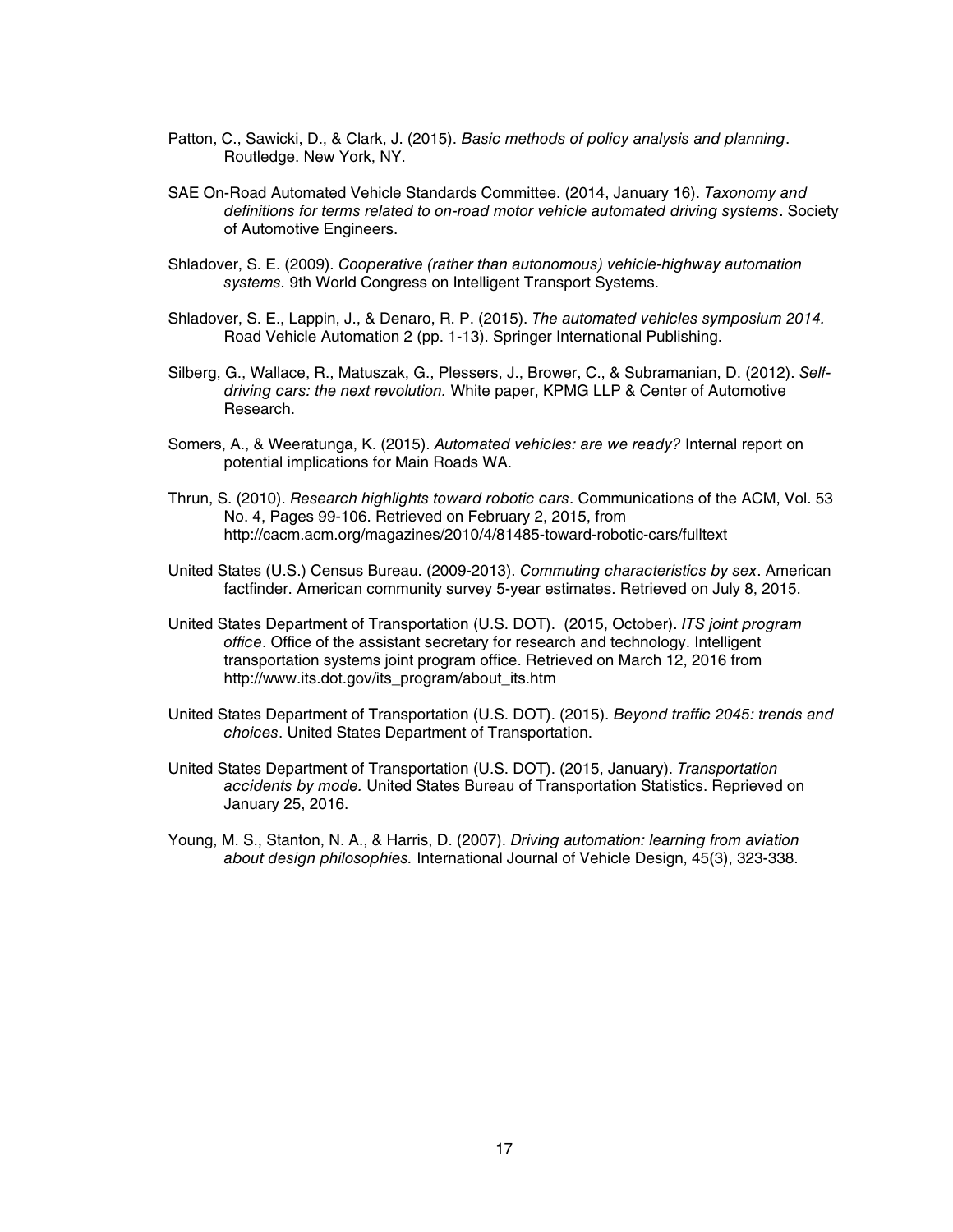Patton, C., Sawicki, D., & Clark, J. (2015). *Basic methods of policy analysis and planning*. Routledge. New York, NY.

SAE On-Road Automated Vehicle Standards Committee. (2014, January 16). *Taxonomy and definitions for terms related to on-road motor vehicle automated driving systems*. Society of Automotive Engineers.

Shladover, S. E. (2009). *Cooperative (rather than autonomous) vehicle-highway automation systems.* 9th World Congress on Intelligent Transport Systems.

Shladover, S. E., Lappin, J., & Denaro, R. P. (2015). *The automated vehicles symposium 2014.* Road Vehicle Automation 2 (pp. 1-13). Springer International Publishing.

Silberg, G., Wallace, R., Matuszak, G., Plessers, J., Brower, C., & Subramanian, D. (2012). *Self-driving cars: the next revolution.* White paper, KPMG LLP & Center of Automotive Research.

Somers, A., & Weeratunga, K. (2015). *Automated vehicles: are we ready?* Internal report on potential implications for Main Roads WA.

Thrun, S. (2010). *Research highlights toward robotic cars*. Communications of the ACM, Vol. 53 No. 4, Pages 99-106. Retrieved on February 2, 2015, from http://cacm.acm.org/magazines/2010/4/81485-toward-robotic-cars/fulltext

United States (U.S.) Census Bureau. (2009-2013). *Commuting characteristics by sex*. American factfinder. American community survey 5-year estimates. Retrieved on July 8, 2015.

United States Department of Transportation (U.S. DOT). (2015, October). *ITS joint program office*. Office of the assistant secretary for research and technology. Intelligent transportation systems joint program office. Retrieved on March 12, 2016 from http://www.its.dot.gov/its_program/about_its.htm

United States Department of Transportation (U.S. DOT). (2015). *Beyond traffic 2045: trends and choices*. United States Department of Transportation.

United States Department of Transportation (U.S. DOT). (2015, January). *Transportation accidents by mode.* United States Bureau of Transportation Statistics. Reprieved on January 25, 2016.

Young, M. S., Stanton, N. A., & Harris, D. (2007). *Driving automation: learning from aviation about design philosophies.* International Journal of Vehicle Design, 45(3), 323-338.